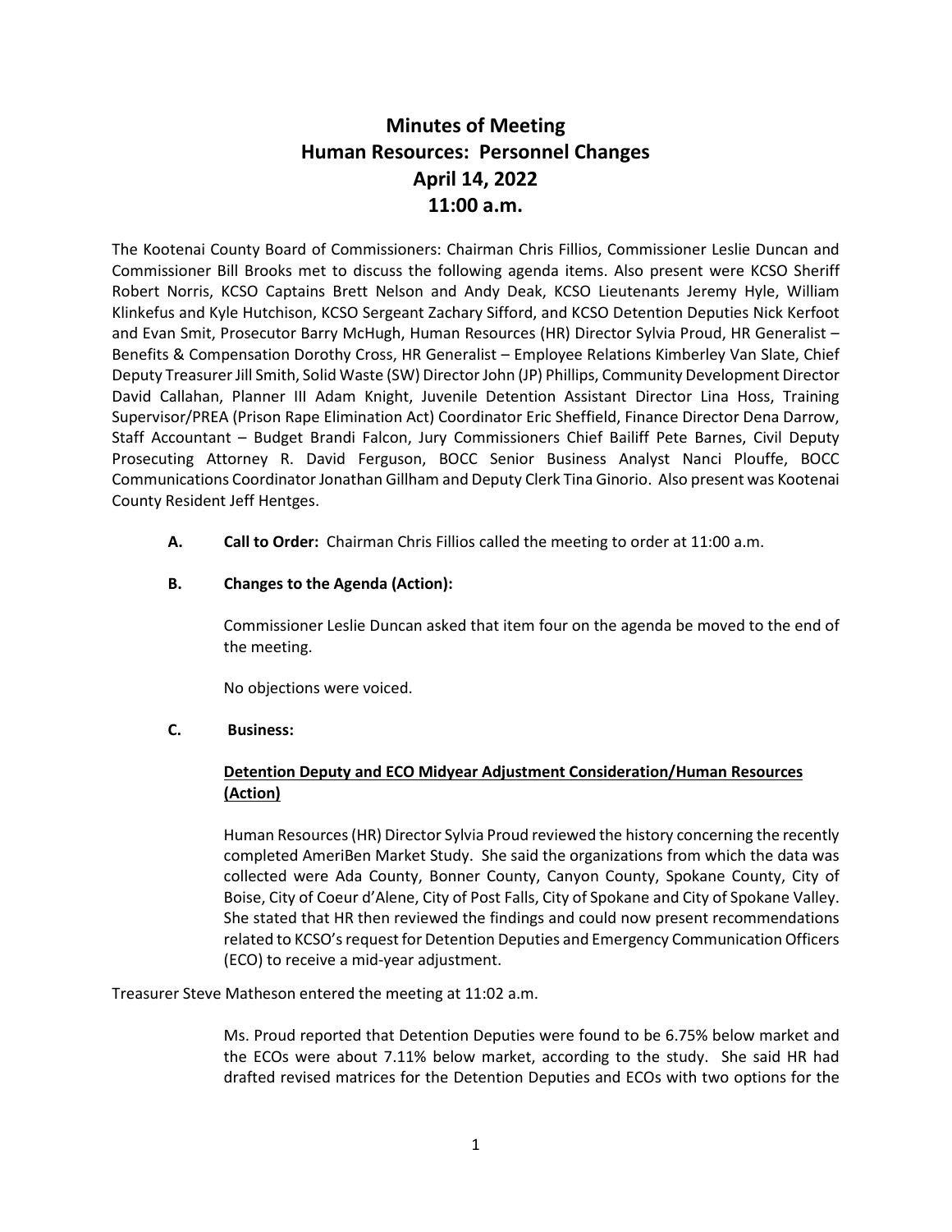# Minutes of Meeting
# Human Resources: Personnel Changes
# April 14, 2022
# 11:00 a.m.

The Kootenai County Board of Commissioners: Chairman Chris Fillios, Commissioner Leslie Duncan and Commissioner Bill Brooks met to discuss the following agenda items. Also present were KCSO Sheriff Robert Norris, KCSO Captains Brett Nelson and Andy Deak, KCSO Lieutenants Jeremy Hyle, William Klinkefus and Kyle Hutchison, KCSO Sergeant Zachary Sifford, and KCSO Detention Deputies Nick Kerfoot and Evan Smit, Prosecutor Barry McHugh, Human Resources (HR) Director Sylvia Proud, HR Generalist – Benefits & Compensation Dorothy Cross, HR Generalist – Employee Relations Kimberley Van Slate, Chief Deputy Treasurer Jill Smith, Solid Waste (SW) Director John (JP) Phillips, Community Development Director David Callahan, Planner III Adam Knight, Juvenile Detention Assistant Director Lina Hoss, Training Supervisor/PREA (Prison Rape Elimination Act) Coordinator Eric Sheffield, Finance Director Dena Darrow, Staff Accountant – Budget Brandi Falcon, Jury Commissioners Chief Bailiff Pete Barnes, Civil Deputy Prosecuting Attorney R. David Ferguson, BOCC Senior Business Analyst Nanci Plouffe, BOCC Communications Coordinator Jonathan Gillham and Deputy Clerk Tina Ginorio. Also present was Kootenai County Resident Jeff Hentges.

**A. Call to Order:** Chairman Chris Fillios called the meeting to order at 11:00 a.m.

**B. Changes to the Agenda (Action):**

Commissioner Leslie Duncan asked that item four on the agenda be moved to the end of the meeting.

No objections were voiced.

**C. Business:**

**Detention Deputy and ECO Midyear Adjustment Consideration/Human Resources (Action)**

Human Resources (HR) Director Sylvia Proud reviewed the history concerning the recently completed AmeriBen Market Study. She said the organizations from which the data was collected were Ada County, Bonner County, Canyon County, Spokane County, City of Boise, City of Coeur d'Alene, City of Post Falls, City of Spokane and City of Spokane Valley. She stated that HR then reviewed the findings and could now present recommendations related to KCSO's request for Detention Deputies and Emergency Communication Officers (ECO) to receive a mid-year adjustment.

Treasurer Steve Matheson entered the meeting at 11:02 a.m.

Ms. Proud reported that Detention Deputies were found to be 6.75% below market and the ECOs were about 7.11% below market, according to the study. She said HR had drafted revised matrices for the Detention Deputies and ECOs with two options for the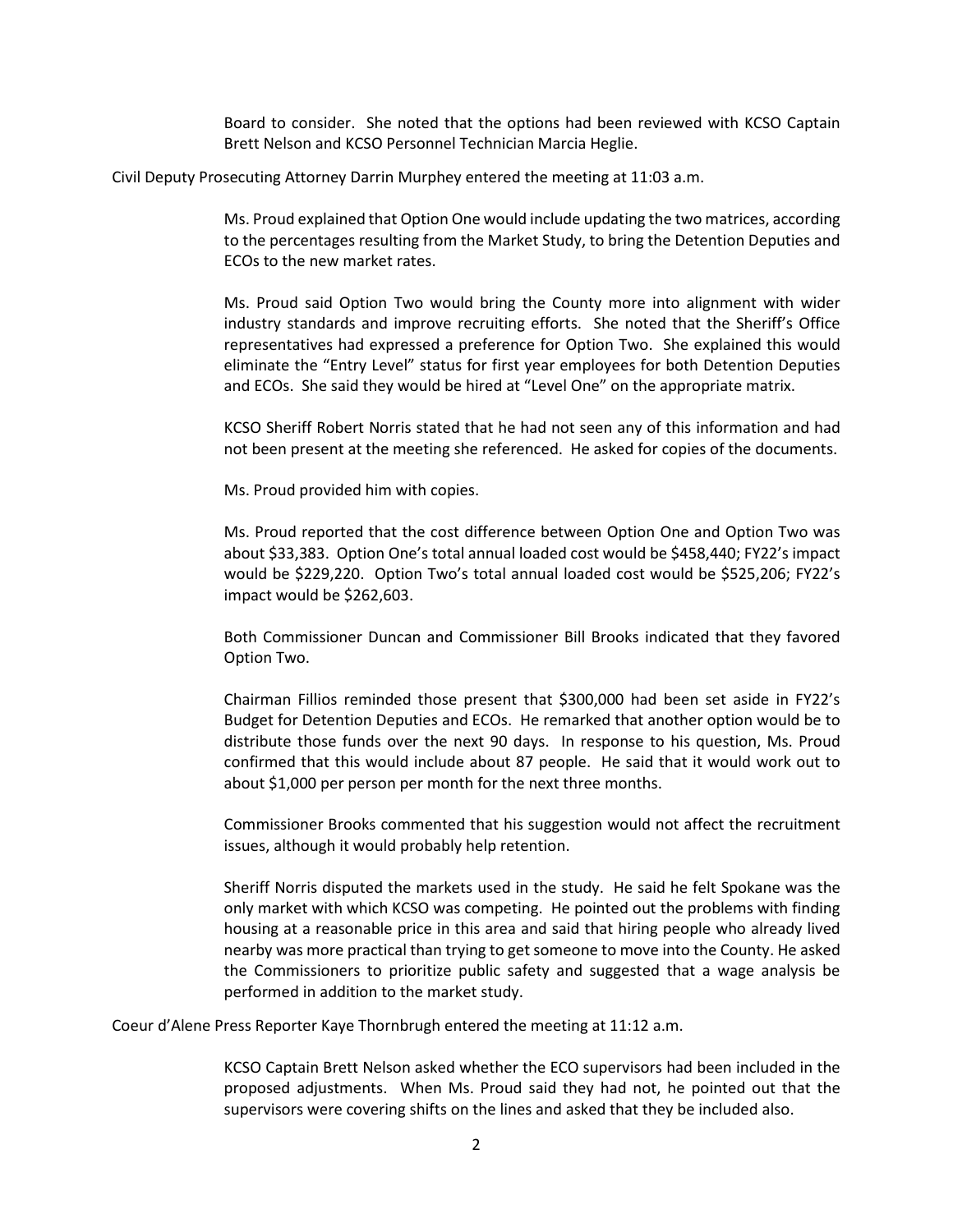Board to consider. She noted that the options had been reviewed with KCSO Captain Brett Nelson and KCSO Personnel Technician Marcia Heglie.

Civil Deputy Prosecuting Attorney Darrin Murphey entered the meeting at 11:03 a.m.

Ms. Proud explained that Option One would include updating the two matrices, according to the percentages resulting from the Market Study, to bring the Detention Deputies and ECOs to the new market rates.

Ms. Proud said Option Two would bring the County more into alignment with wider industry standards and improve recruiting efforts. She noted that the Sheriff's Office representatives had expressed a preference for Option Two. She explained this would eliminate the "Entry Level" status for first year employees for both Detention Deputies and ECOs. She said they would be hired at "Level One" on the appropriate matrix.

KCSO Sheriff Robert Norris stated that he had not seen any of this information and had not been present at the meeting she referenced. He asked for copies of the documents.

Ms. Proud provided him with copies.

Ms. Proud reported that the cost difference between Option One and Option Two was about $33,383. Option One's total annual loaded cost would be $458,440; FY22's impact would be $229,220. Option Two's total annual loaded cost would be $525,206; FY22's impact would be $262,603.

Both Commissioner Duncan and Commissioner Bill Brooks indicated that they favored Option Two.

Chairman Fillios reminded those present that $300,000 had been set aside in FY22's Budget for Detention Deputies and ECOs. He remarked that another option would be to distribute those funds over the next 90 days. In response to his question, Ms. Proud confirmed that this would include about 87 people. He said that it would work out to about $1,000 per person per month for the next three months.

Commissioner Brooks commented that his suggestion would not affect the recruitment issues, although it would probably help retention.

Sheriff Norris disputed the markets used in the study. He said he felt Spokane was the only market with which KCSO was competing. He pointed out the problems with finding housing at a reasonable price in this area and said that hiring people who already lived nearby was more practical than trying to get someone to move into the County. He asked the Commissioners to prioritize public safety and suggested that a wage analysis be performed in addition to the market study.

Coeur d'Alene Press Reporter Kaye Thornbrugh entered the meeting at 11:12 a.m.

KCSO Captain Brett Nelson asked whether the ECO supervisors had been included in the proposed adjustments. When Ms. Proud said they had not, he pointed out that the supervisors were covering shifts on the lines and asked that they be included also.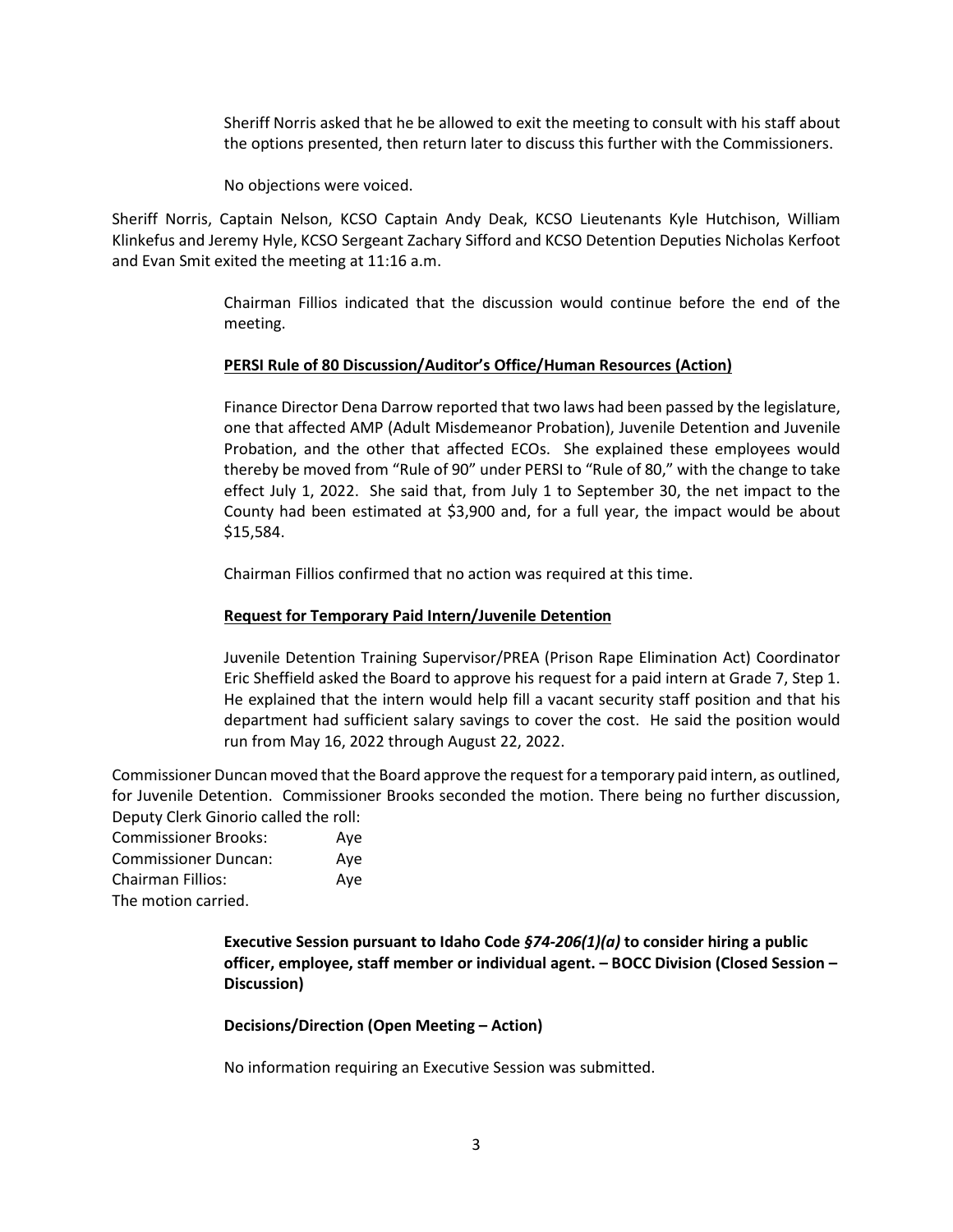Sheriff Norris asked that he be allowed to exit the meeting to consult with his staff about the options presented, then return later to discuss this further with the Commissioners.

No objections were voiced.

Sheriff Norris, Captain Nelson, KCSO Captain Andy Deak, KCSO Lieutenants Kyle Hutchison, William Klinkefus and Jeremy Hyle, KCSO Sergeant Zachary Sifford and KCSO Detention Deputies Nicholas Kerfoot and Evan Smit exited the meeting at 11:16 a.m.

Chairman Fillios indicated that the discussion would continue before the end of the meeting.

**PERSI Rule of 80 Discussion/Auditor's Office/Human Resources (Action)**

Finance Director Dena Darrow reported that two laws had been passed by the legislature, one that affected AMP (Adult Misdemeanor Probation), Juvenile Detention and Juvenile Probation, and the other that affected ECOs. She explained these employees would thereby be moved from "Rule of 90" under PERSI to "Rule of 80," with the change to take effect July 1, 2022. She said that, from July 1 to September 30, the net impact to the County had been estimated at $3,900 and, for a full year, the impact would be about $15,584.

Chairman Fillios confirmed that no action was required at this time.

**Request for Temporary Paid Intern/Juvenile Detention**

Juvenile Detention Training Supervisor/PREA (Prison Rape Elimination Act) Coordinator Eric Sheffield asked the Board to approve his request for a paid intern at Grade 7, Step 1. He explained that the intern would help fill a vacant security staff position and that his department had sufficient salary savings to cover the cost. He said the position would run from May 16, 2022 through August 22, 2022.

Commissioner Duncan moved that the Board approve the request for a temporary paid intern, as outlined, for Juvenile Detention. Commissioner Brooks seconded the motion. There being no further discussion, Deputy Clerk Ginorio called the roll:

Commissioner Brooks: Aye
Commissioner Duncan: Aye
Chairman Fillios: Aye
The motion carried.

**Executive Session pursuant to Idaho Code *§74-206(1)(a)* to consider hiring a public officer, employee, staff member or individual agent. – BOCC Division (Closed Session – Discussion)**

**Decisions/Direction (Open Meeting – Action)**

No information requiring an Executive Session was submitted.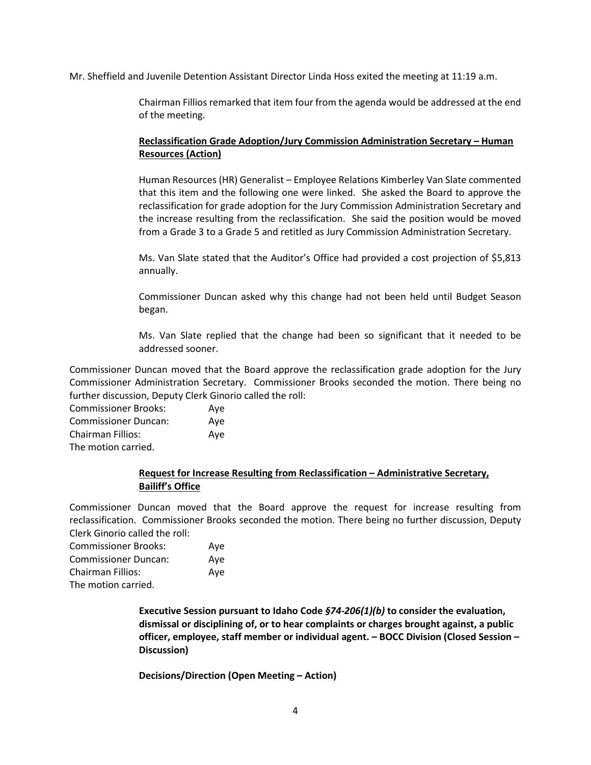Mr. Sheffield and Juvenile Detention Assistant Director Linda Hoss exited the meeting at 11:19 a.m.

Chairman Fillios remarked that item four from the agenda would be addressed at the end of the meeting.

**Reclassification Grade Adoption/Jury Commission Administration Secretary – Human Resources (Action)**

Human Resources (HR) Generalist – Employee Relations Kimberley Van Slate commented that this item and the following one were linked. She asked the Board to approve the reclassification for grade adoption for the Jury Commission Administration Secretary and the increase resulting from the reclassification. She said the position would be moved from a Grade 3 to a Grade 5 and retitled as Jury Commission Administration Secretary.

Ms. Van Slate stated that the Auditor's Office had provided a cost projection of $5,813 annually.

Commissioner Duncan asked why this change had not been held until Budget Season began.

Ms. Van Slate replied that the change had been so significant that it needed to be addressed sooner.

Commissioner Duncan moved that the Board approve the reclassification grade adoption for the Jury Commissioner Administration Secretary. Commissioner Brooks seconded the motion. There being no further discussion, Deputy Clerk Ginorio called the roll:

Commissioner Brooks: Aye
Commissioner Duncan: Aye
Chairman Fillios: Aye
The motion carried.

**Request for Increase Resulting from Reclassification – Administrative Secretary, Bailiff's Office**

Commissioner Duncan moved that the Board approve the request for increase resulting from reclassification. Commissioner Brooks seconded the motion. There being no further discussion, Deputy Clerk Ginorio called the roll:

Commissioner Brooks: Aye
Commissioner Duncan: Aye
Chairman Fillios: Aye
The motion carried.

**Executive Session pursuant to Idaho Code *§74-206(1)(b)* to consider the evaluation, dismissal or disciplining of, or to hear complaints or charges brought against, a public officer, employee, staff member or individual agent. – BOCC Division (Closed Session – Discussion)**

**Decisions/Direction (Open Meeting – Action)**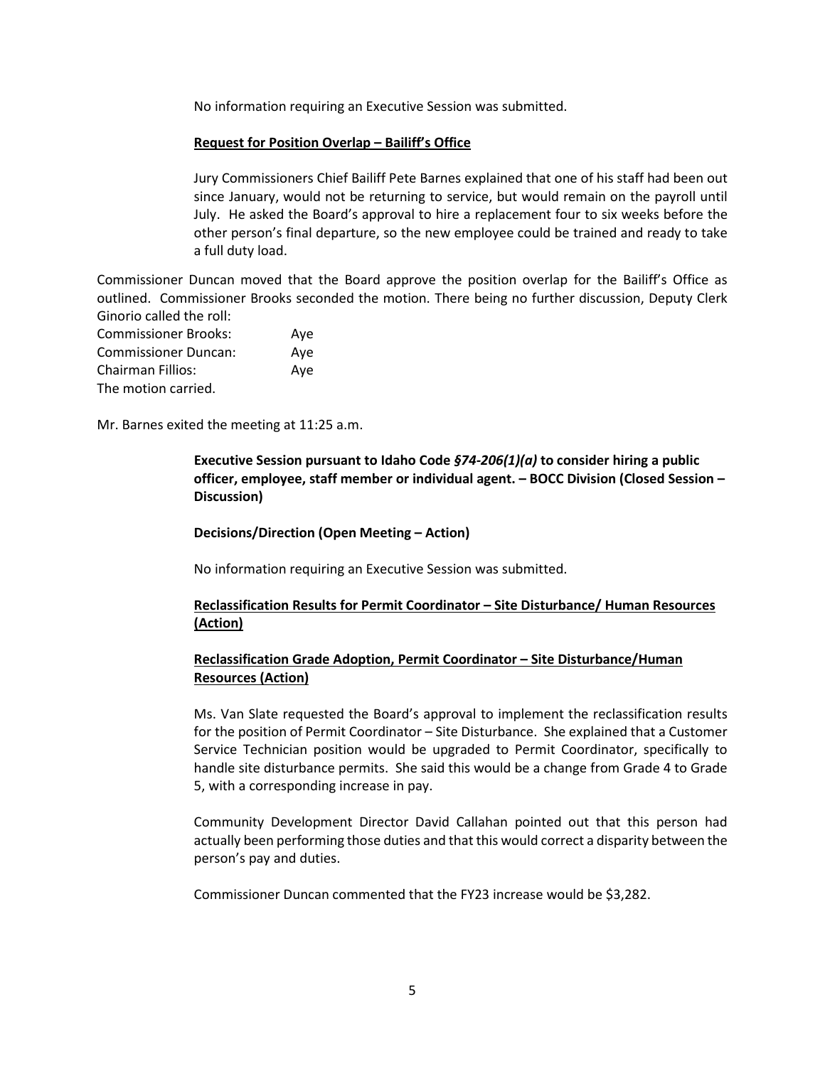No information requiring an Executive Session was submitted.

**Request for Position Overlap – Bailiff's Office**

Jury Commissioners Chief Bailiff Pete Barnes explained that one of his staff had been out since January, would not be returning to service, but would remain on the payroll until July. He asked the Board's approval to hire a replacement four to six weeks before the other person's final departure, so the new employee could be trained and ready to take a full duty load.

Commissioner Duncan moved that the Board approve the position overlap for the Bailiff's Office as outlined. Commissioner Brooks seconded the motion. There being no further discussion, Deputy Clerk Ginorio called the roll:

Commissioner Brooks: Aye
Commissioner Duncan: Aye
Chairman Fillios: Aye
The motion carried.

Mr. Barnes exited the meeting at 11:25 a.m.

**Executive Session pursuant to Idaho Code *§74-206(1)(a)* to consider hiring a public officer, employee, staff member or individual agent. – BOCC Division (Closed Session – Discussion)**

**Decisions/Direction (Open Meeting – Action)**

No information requiring an Executive Session was submitted.

**Reclassification Results for Permit Coordinator – Site Disturbance/ Human Resources (Action)**

**Reclassification Grade Adoption, Permit Coordinator – Site Disturbance/Human Resources (Action)**

Ms. Van Slate requested the Board's approval to implement the reclassification results for the position of Permit Coordinator – Site Disturbance. She explained that a Customer Service Technician position would be upgraded to Permit Coordinator, specifically to handle site disturbance permits. She said this would be a change from Grade 4 to Grade 5, with a corresponding increase in pay.

Community Development Director David Callahan pointed out that this person had actually been performing those duties and that this would correct a disparity between the person's pay and duties.

Commissioner Duncan commented that the FY23 increase would be $3,282.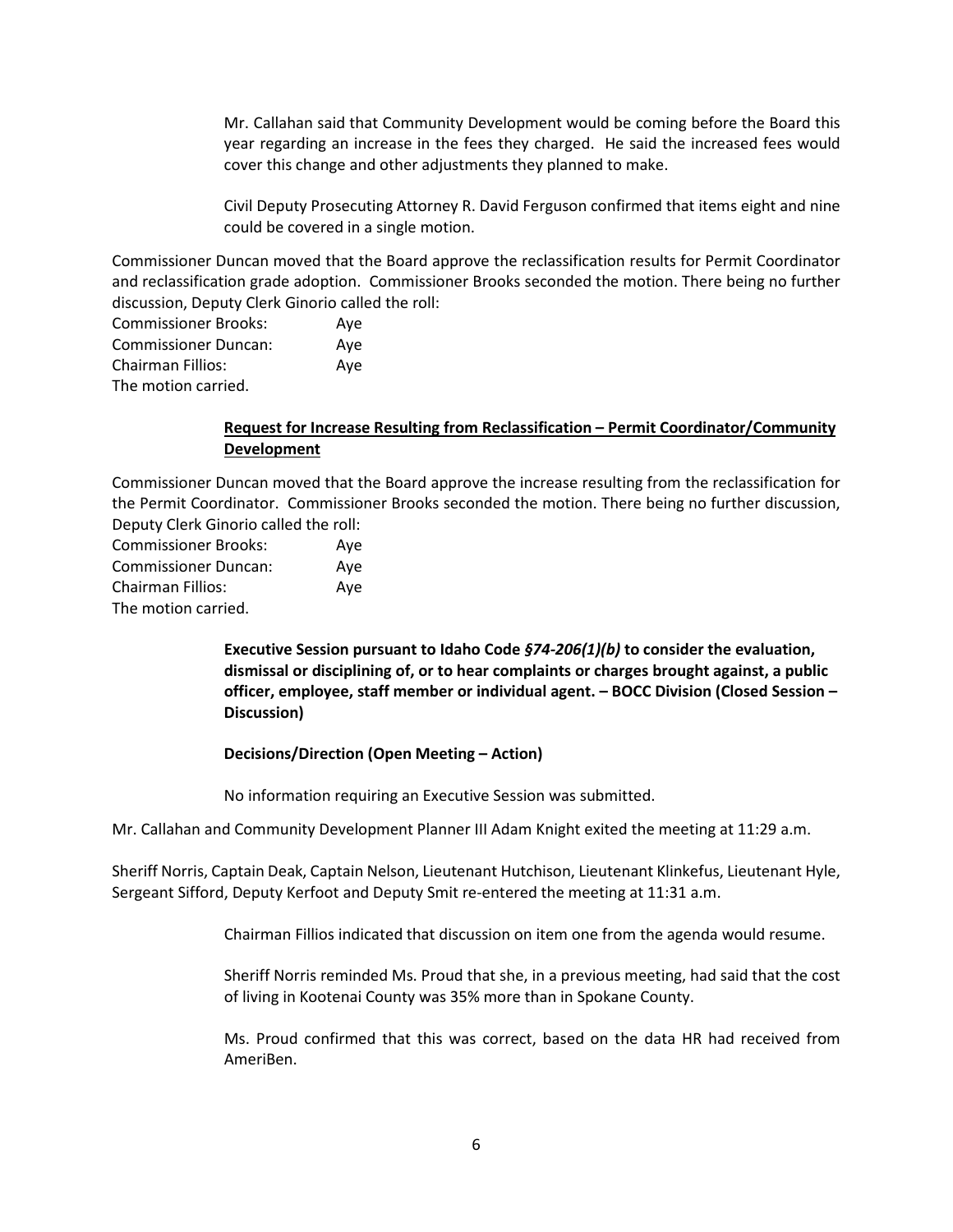Mr. Callahan said that Community Development would be coming before the Board this year regarding an increase in the fees they charged. He said the increased fees would cover this change and other adjustments they planned to make.

Civil Deputy Prosecuting Attorney R. David Ferguson confirmed that items eight and nine could be covered in a single motion.

Commissioner Duncan moved that the Board approve the reclassification results for Permit Coordinator and reclassification grade adoption. Commissioner Brooks seconded the motion. There being no further discussion, Deputy Clerk Ginorio called the roll:

Commissioner Brooks: Aye
Commissioner Duncan: Aye
Chairman Fillios: Aye
The motion carried.

**Request for Increase Resulting from Reclassification – Permit Coordinator/Community Development**

Commissioner Duncan moved that the Board approve the increase resulting from the reclassification for the Permit Coordinator. Commissioner Brooks seconded the motion. There being no further discussion, Deputy Clerk Ginorio called the roll:

Commissioner Brooks: Aye
Commissioner Duncan: Aye
Chairman Fillios: Aye
The motion carried.

**Executive Session pursuant to Idaho Code *§74-206(1)(b)* to consider the evaluation, dismissal or disciplining of, or to hear complaints or charges brought against, a public officer, employee, staff member or individual agent. – BOCC Division (Closed Session – Discussion)**

**Decisions/Direction (Open Meeting – Action)**

No information requiring an Executive Session was submitted.

Mr. Callahan and Community Development Planner III Adam Knight exited the meeting at 11:29 a.m.

Sheriff Norris, Captain Deak, Captain Nelson, Lieutenant Hutchison, Lieutenant Klinkefus, Lieutenant Hyle, Sergeant Sifford, Deputy Kerfoot and Deputy Smit re-entered the meeting at 11:31 a.m.

Chairman Fillios indicated that discussion on item one from the agenda would resume.

Sheriff Norris reminded Ms. Proud that she, in a previous meeting, had said that the cost of living in Kootenai County was 35% more than in Spokane County.

Ms. Proud confirmed that this was correct, based on the data HR had received from AmeriBen.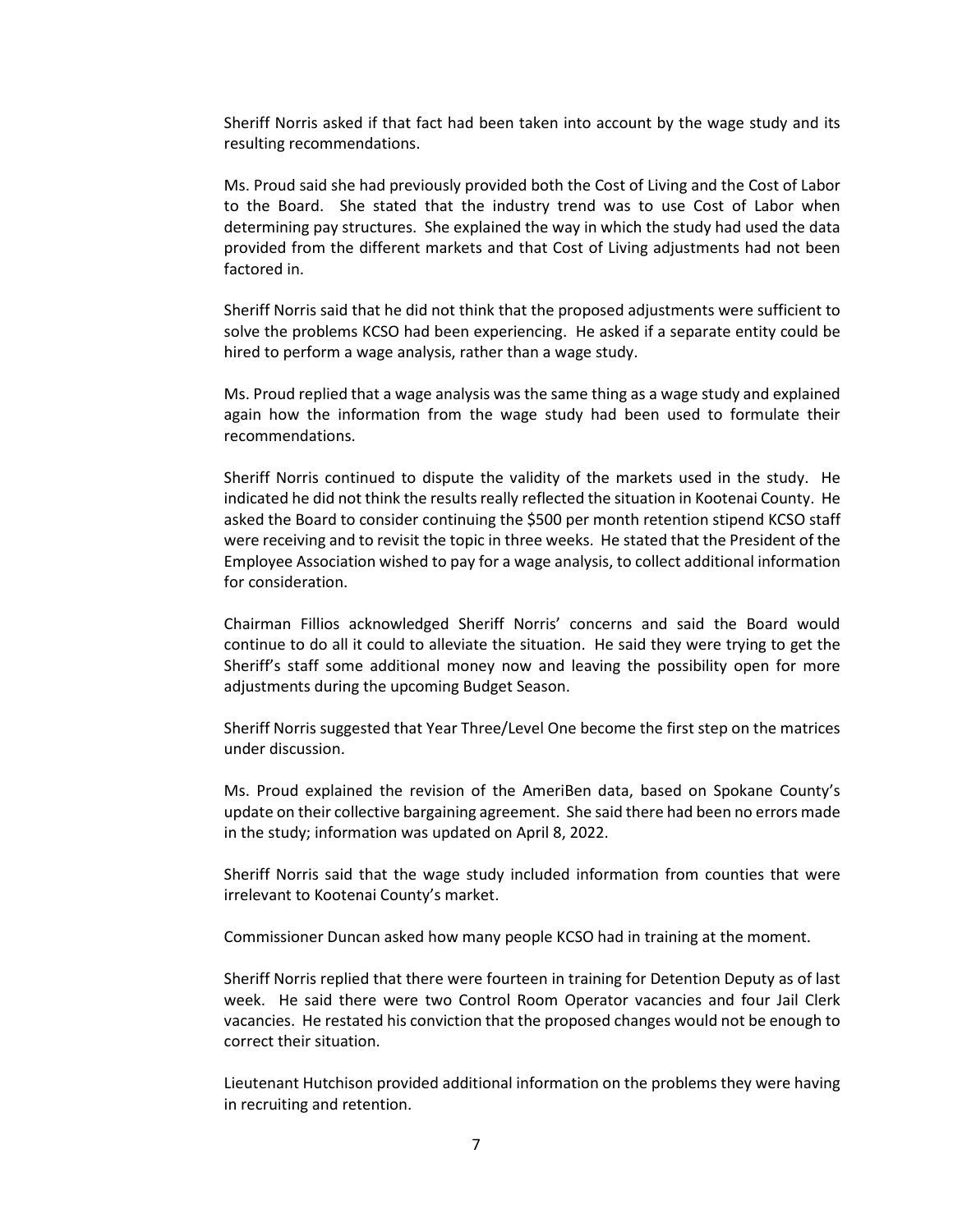Sheriff Norris asked if that fact had been taken into account by the wage study and its resulting recommendations.

Ms. Proud said she had previously provided both the Cost of Living and the Cost of Labor to the Board. She stated that the industry trend was to use Cost of Labor when determining pay structures. She explained the way in which the study had used the data provided from the different markets and that Cost of Living adjustments had not been factored in.

Sheriff Norris said that he did not think that the proposed adjustments were sufficient to solve the problems KCSO had been experiencing. He asked if a separate entity could be hired to perform a wage analysis, rather than a wage study.

Ms. Proud replied that a wage analysis was the same thing as a wage study and explained again how the information from the wage study had been used to formulate their recommendations.

Sheriff Norris continued to dispute the validity of the markets used in the study. He indicated he did not think the results really reflected the situation in Kootenai County. He asked the Board to consider continuing the $500 per month retention stipend KCSO staff were receiving and to revisit the topic in three weeks. He stated that the President of the Employee Association wished to pay for a wage analysis, to collect additional information for consideration.

Chairman Fillios acknowledged Sheriff Norris' concerns and said the Board would continue to do all it could to alleviate the situation. He said they were trying to get the Sheriff's staff some additional money now and leaving the possibility open for more adjustments during the upcoming Budget Season.

Sheriff Norris suggested that Year Three/Level One become the first step on the matrices under discussion.

Ms. Proud explained the revision of the AmeriBen data, based on Spokane County's update on their collective bargaining agreement. She said there had been no errors made in the study; information was updated on April 8, 2022.

Sheriff Norris said that the wage study included information from counties that were irrelevant to Kootenai County's market.

Commissioner Duncan asked how many people KCSO had in training at the moment.

Sheriff Norris replied that there were fourteen in training for Detention Deputy as of last week. He said there were two Control Room Operator vacancies and four Jail Clerk vacancies. He restated his conviction that the proposed changes would not be enough to correct their situation.

Lieutenant Hutchison provided additional information on the problems they were having in recruiting and retention.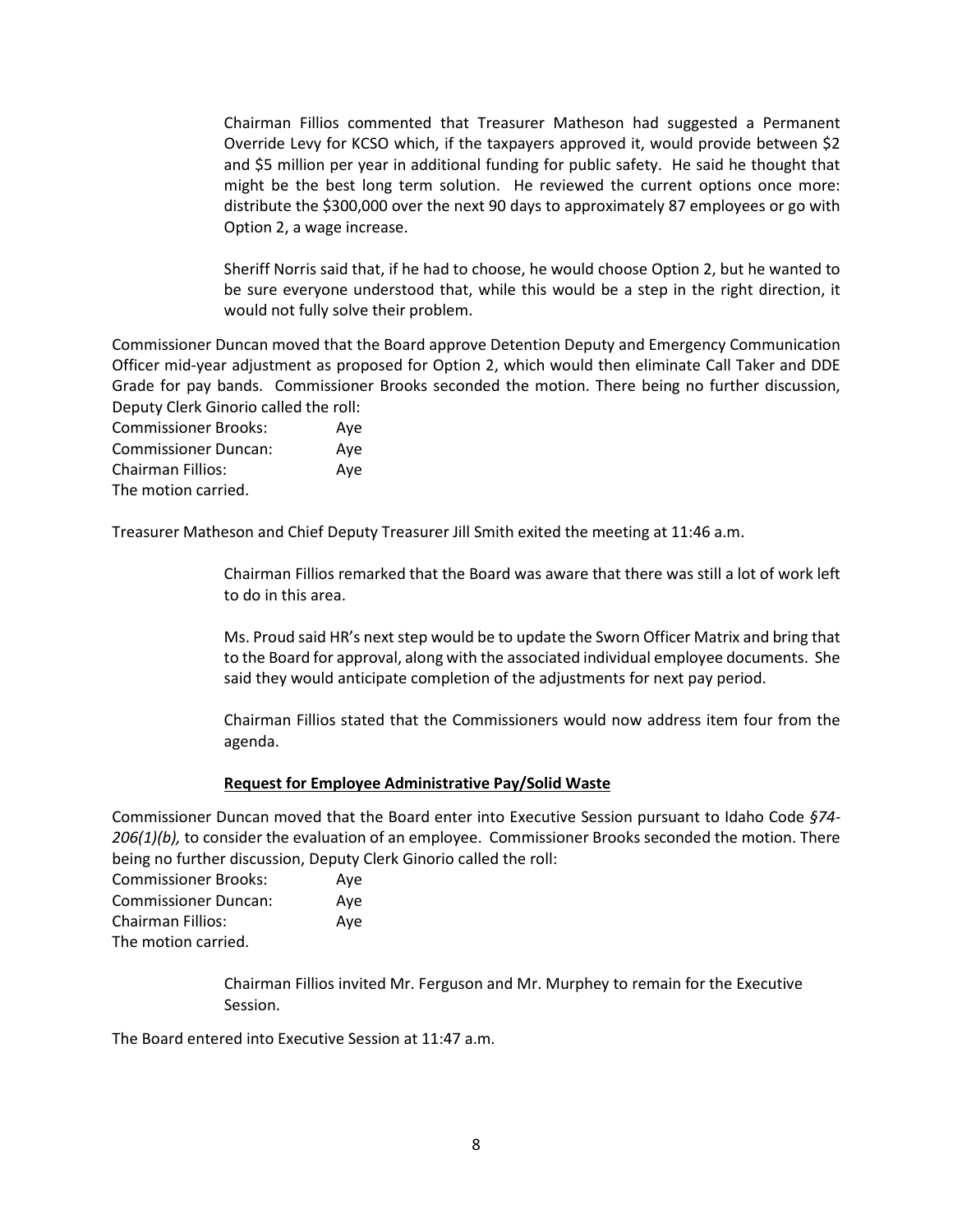Chairman Fillios commented that Treasurer Matheson had suggested a Permanent Override Levy for KCSO which, if the taxpayers approved it, would provide between $2 and $5 million per year in additional funding for public safety. He said he thought that might be the best long term solution. He reviewed the current options once more: distribute the $300,000 over the next 90 days to approximately 87 employees or go with Option 2, a wage increase.

Sheriff Norris said that, if he had to choose, he would choose Option 2, but he wanted to be sure everyone understood that, while this would be a step in the right direction, it would not fully solve their problem.

Commissioner Duncan moved that the Board approve Detention Deputy and Emergency Communication Officer mid-year adjustment as proposed for Option 2, which would then eliminate Call Taker and DDE Grade for pay bands. Commissioner Brooks seconded the motion. There being no further discussion, Deputy Clerk Ginorio called the roll:

Commissioner Brooks: Aye
Commissioner Duncan: Aye
Chairman Fillios: Aye
The motion carried.

Treasurer Matheson and Chief Deputy Treasurer Jill Smith exited the meeting at 11:46 a.m.

Chairman Fillios remarked that the Board was aware that there was still a lot of work left to do in this area.

Ms. Proud said HR's next step would be to update the Sworn Officer Matrix and bring that to the Board for approval, along with the associated individual employee documents. She said they would anticipate completion of the adjustments for next pay period.

Chairman Fillios stated that the Commissioners would now address item four from the agenda.

**Request for Employee Administrative Pay/Solid Waste**

Commissioner Duncan moved that the Board enter into Executive Session pursuant to Idaho Code *§74-206(1)(b),* to consider the evaluation of an employee. Commissioner Brooks seconded the motion. There being no further discussion, Deputy Clerk Ginorio called the roll:

Commissioner Brooks: Aye
Commissioner Duncan: Aye
Chairman Fillios: Aye
The motion carried.

Chairman Fillios invited Mr. Ferguson and Mr. Murphey to remain for the Executive Session.

The Board entered into Executive Session at 11:47 a.m.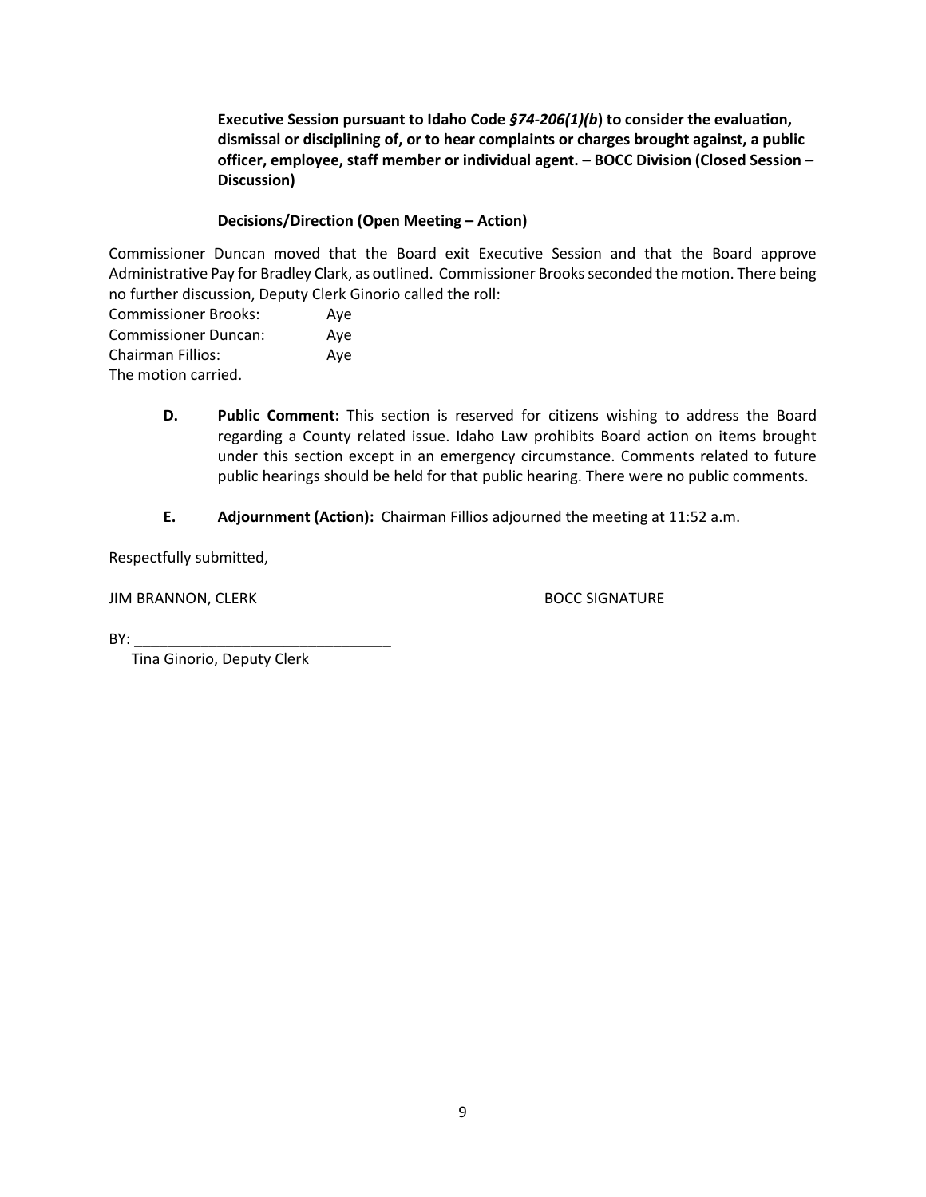**Executive Session pursuant to Idaho Code *§74-206(1)(b*) to consider the evaluation, dismissal or disciplining of, or to hear complaints or charges brought against, a public officer, employee, staff member or individual agent. – BOCC Division (Closed Session – Discussion)**

**Decisions/Direction (Open Meeting – Action)**

Commissioner Duncan moved that the Board exit Executive Session and that the Board approve Administrative Pay for Bradley Clark, as outlined. Commissioner Brooks seconded the motion. There being no further discussion, Deputy Clerk Ginorio called the roll:

| | |
|---|---|
| Commissioner Brooks: | Aye |
| Commissioner Duncan: | Aye |
| Chairman Fillios: | Aye |

The motion carried.

**D. Public Comment:** This section is reserved for citizens wishing to address the Board regarding a County related issue. Idaho Law prohibits Board action on items brought under this section except in an emergency circumstance. Comments related to future public hearings should be held for that public hearing. There were no public comments.

**E. Adjournment (Action):** Chairman Fillios adjourned the meeting at 11:52 a.m.

Respectfully submitted,

JIM BRANNON, CLERK

BOCC SIGNATURE

BY: ______________________________

Tina Ginorio, Deputy Clerk